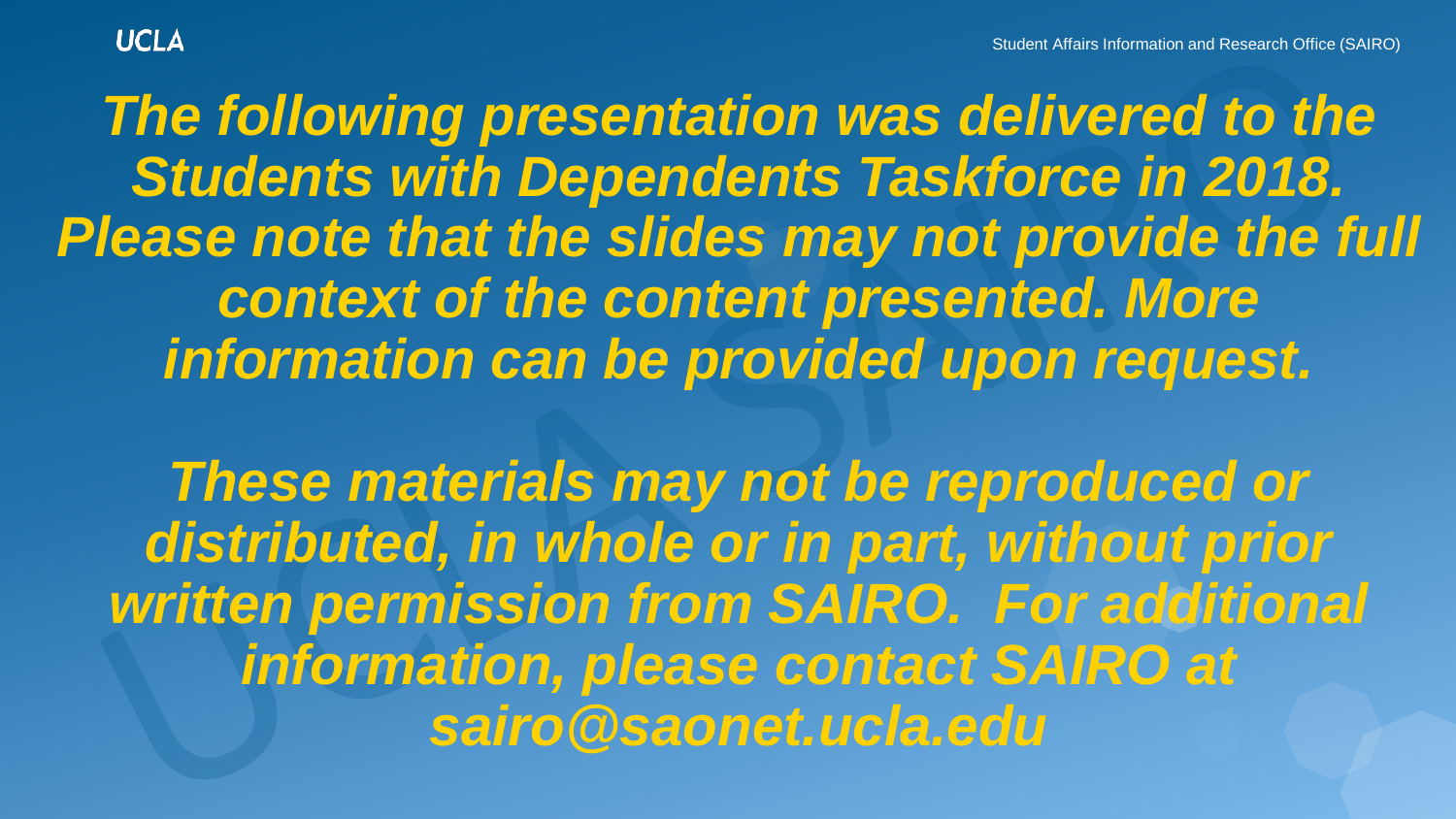*The following presentation was delivered to the Students with Dependents Taskforce in 2018. Please note that the slides may not provide the full context of the content presented. More information can be provided upon request.*

*These materials may not be reproduced or distributed, in whole or in part, without prior written permission from SAIRO. For additional information, please contact SAIRO at sairo@saonet.ucla.edu*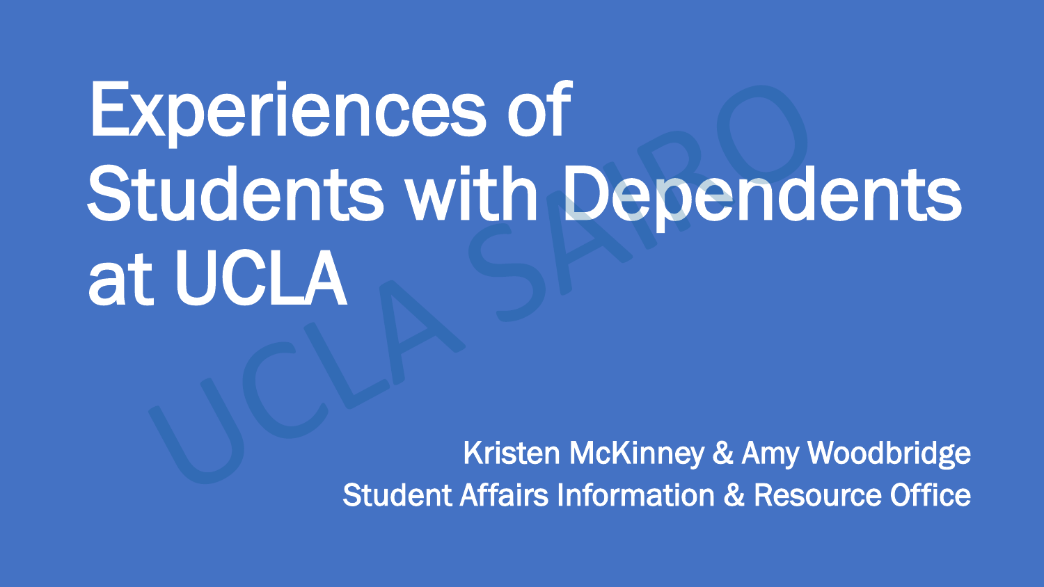# Experiences of Students with Dependents at UCLA

Kristen McKinney & Amy Woodbridge

Student Affairs Information & Resource Office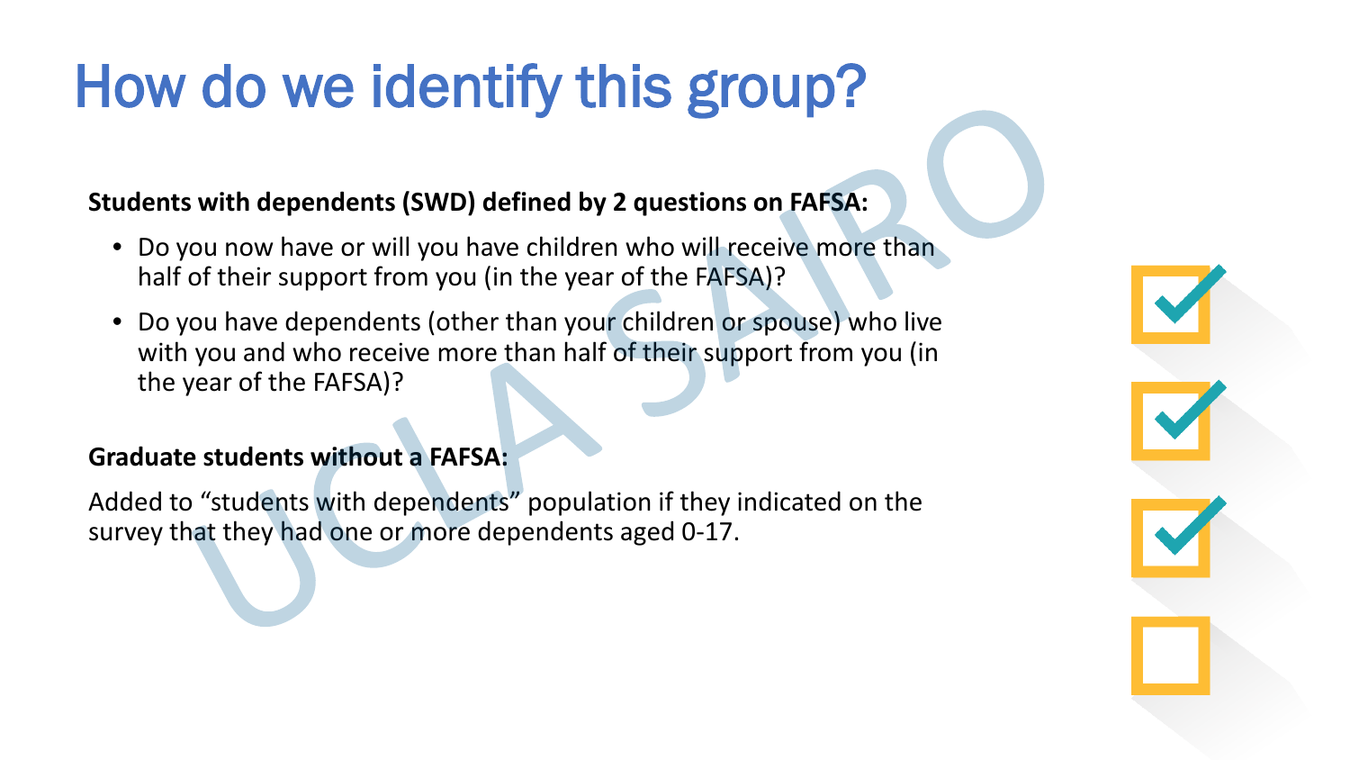# How do we identify this group?

**Students with dependents (SWD) defined by 2 questions on FAFSA:**

- Do you now have or will you have children who will receive more than half of their support from you (in the year of the FAFSA)?
- Do you have dependents (other than your children or spouse) who live with you and who receive more than half of their support from you (in the year of the FAFSA)?

**Graduate students without a FAFSA:**

Added to "students with dependents" population if they indicated on the survey that they had one or more dependents aged 0-17.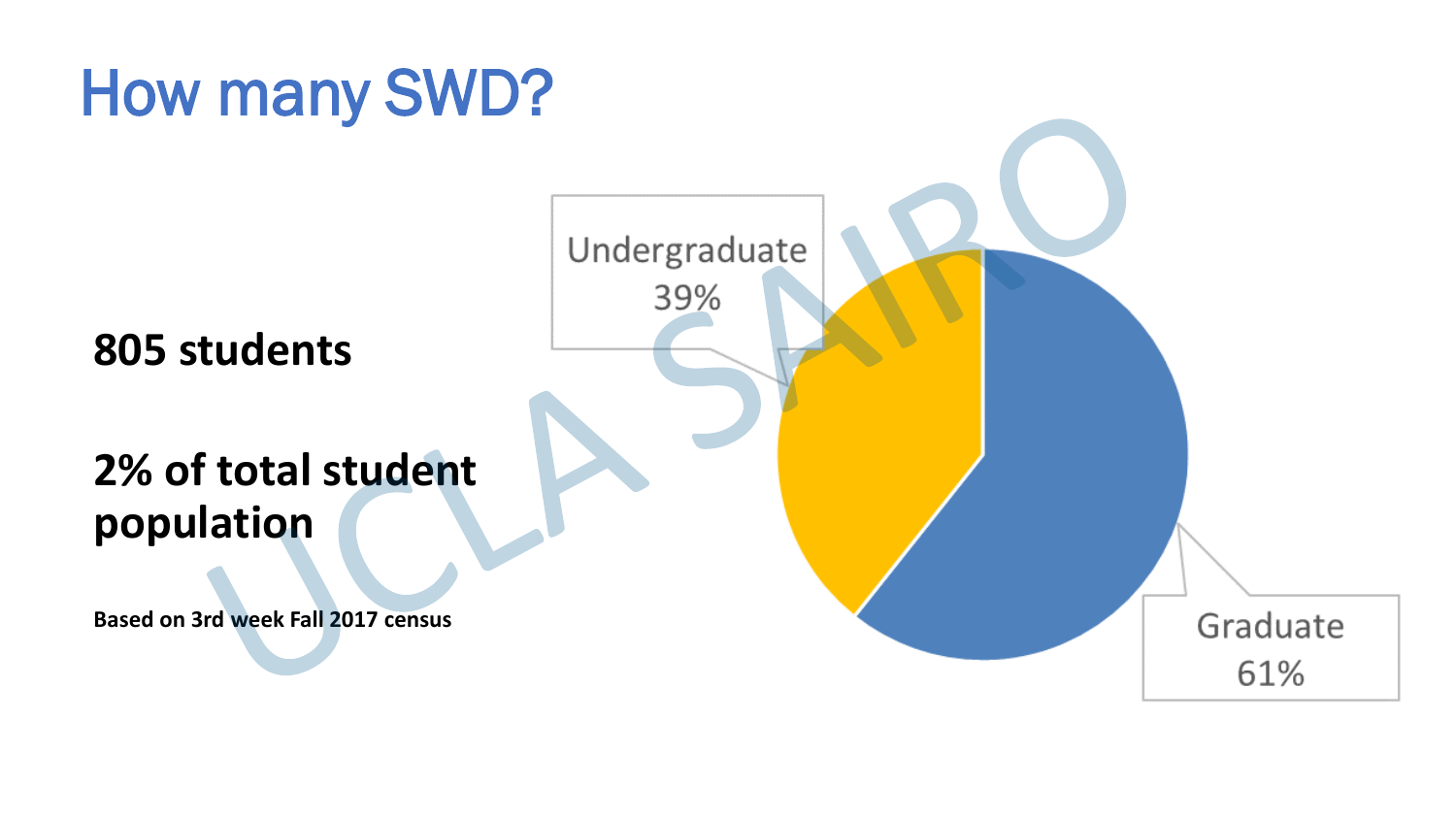# How many SWD?

**805 students**

**2% of total student population**

**Based on 3rd week Fall 2017 census**

Undergraduate 39%

Graduate 61%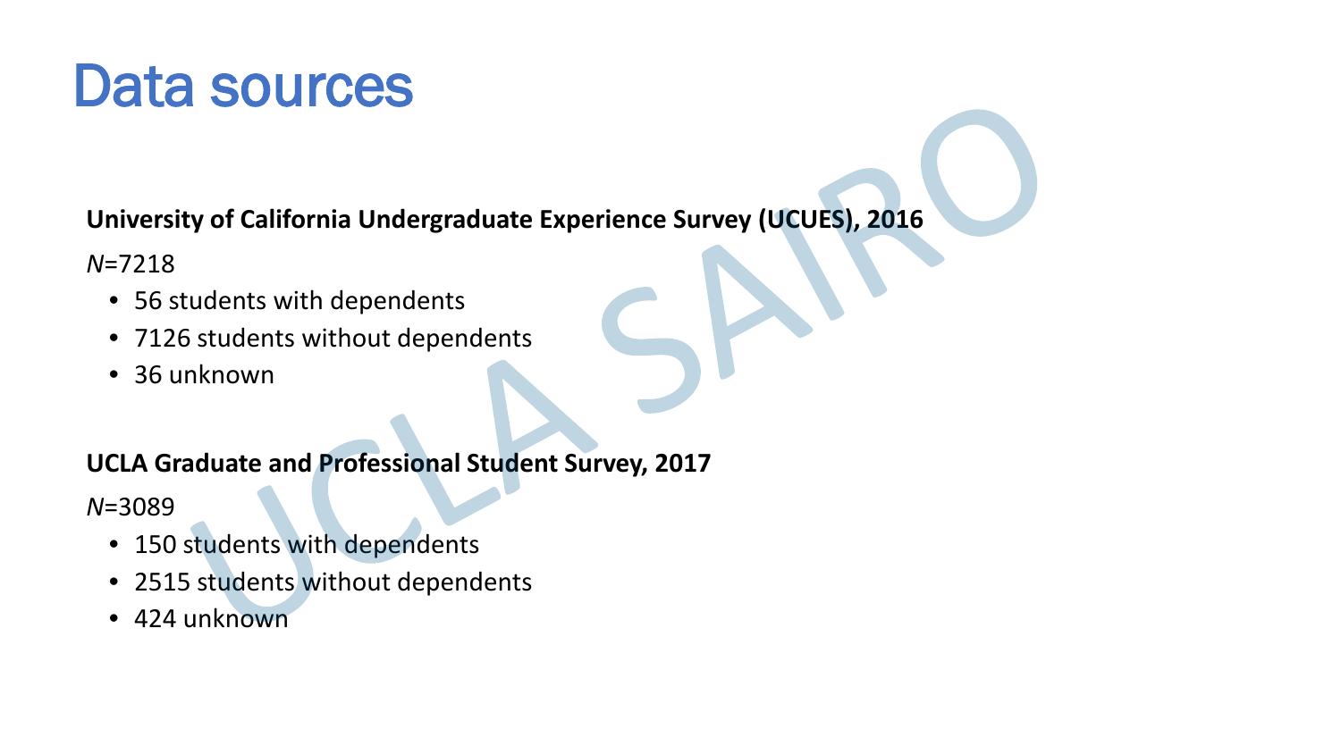# Data sources

**University of California Undergraduate Experience Survey (UCUES), 2016**

*N*=7218

- 56 students with dependents
- 7126 students without dependents
- 36 unknown

**UCLA Graduate and Professional Student Survey, 2017**

*N*=3089

- 150 students with dependents
- 2515 students without dependents
- 424 unknown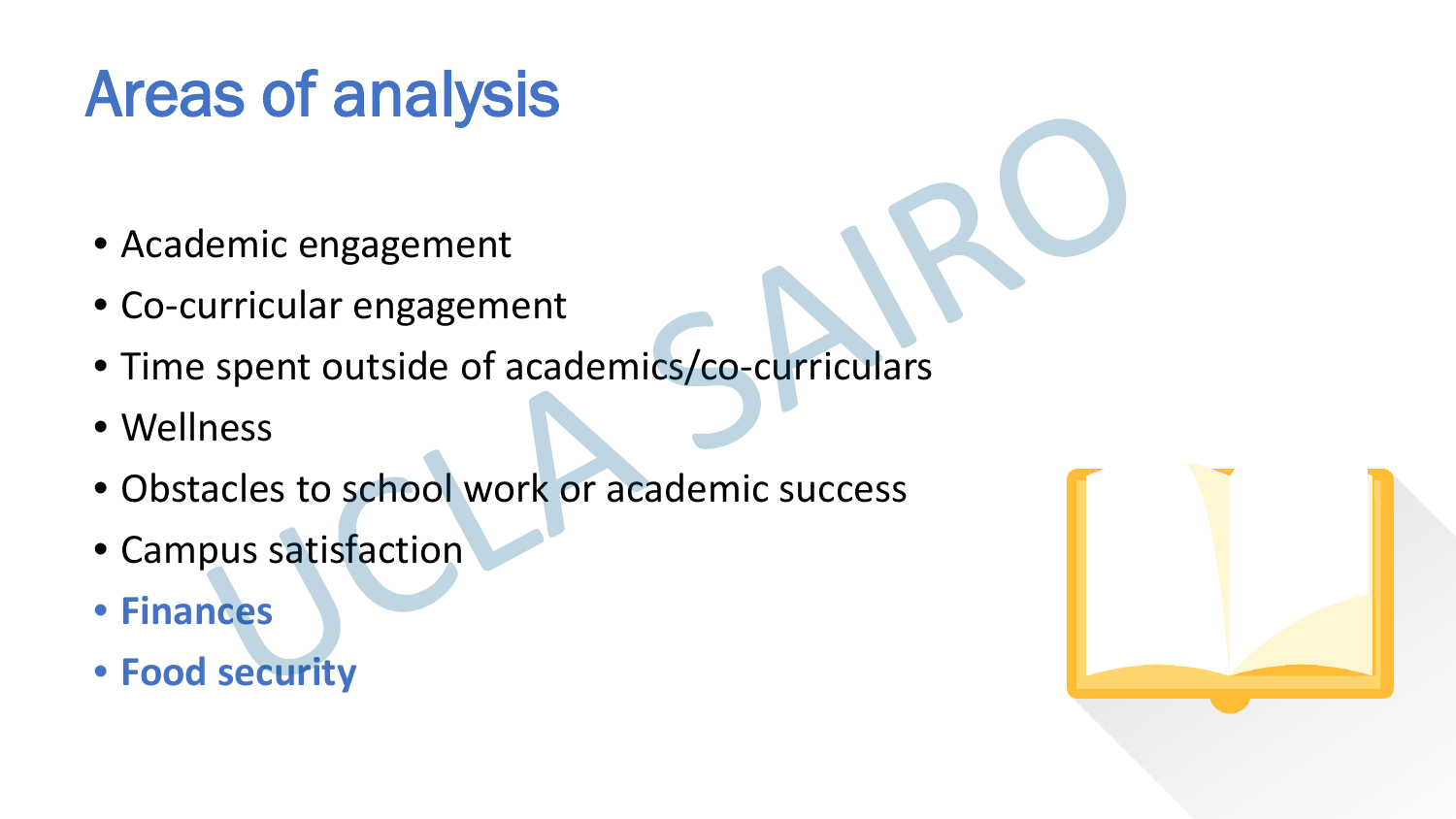# Areas of analysis

- Academic engagement
- Co-curricular engagement
- Time spent outside of academics/co-curriculars
- Wellness
- Obstacles to school work or academic success
- Campus satisfaction
- **Finances**
- **Food security**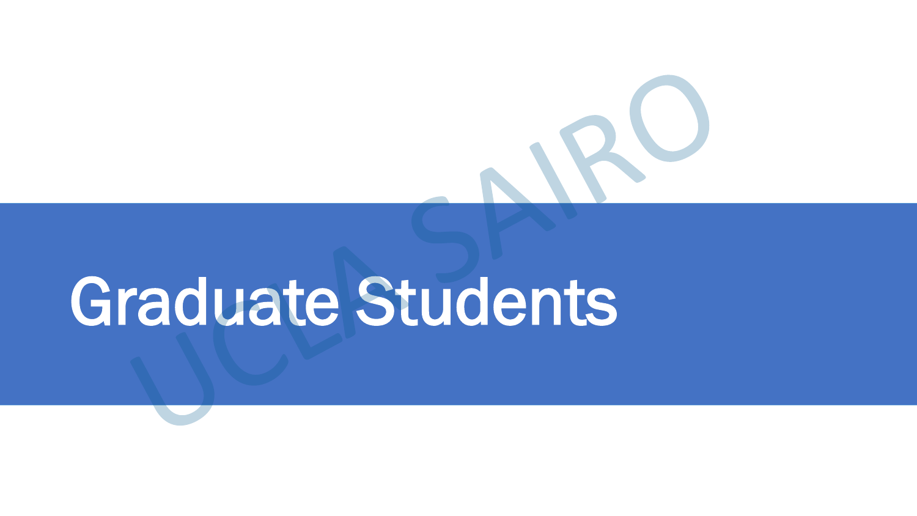# Graduate Students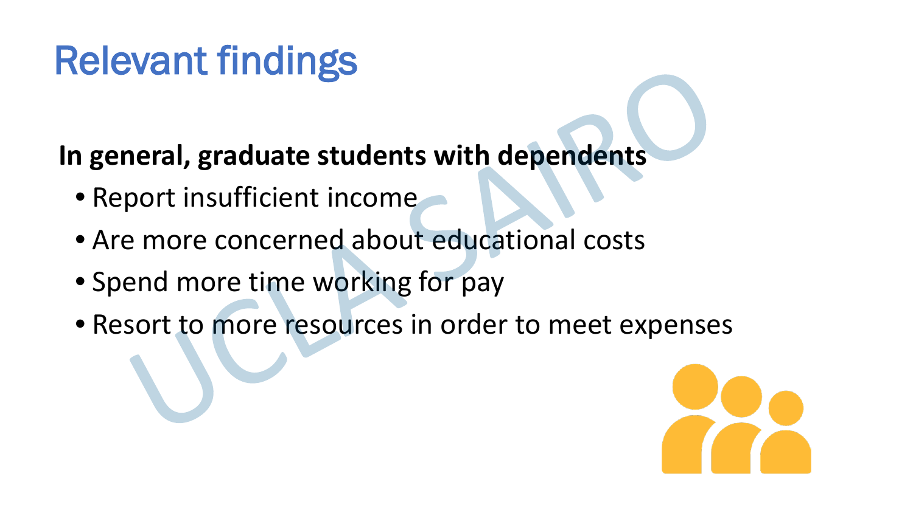# Relevant findings

**In general, graduate students with dependents**

- Report insufficient income
- Are more concerned about educational costs
- Spend more time working for pay
- Resort to more resources in order to meet expenses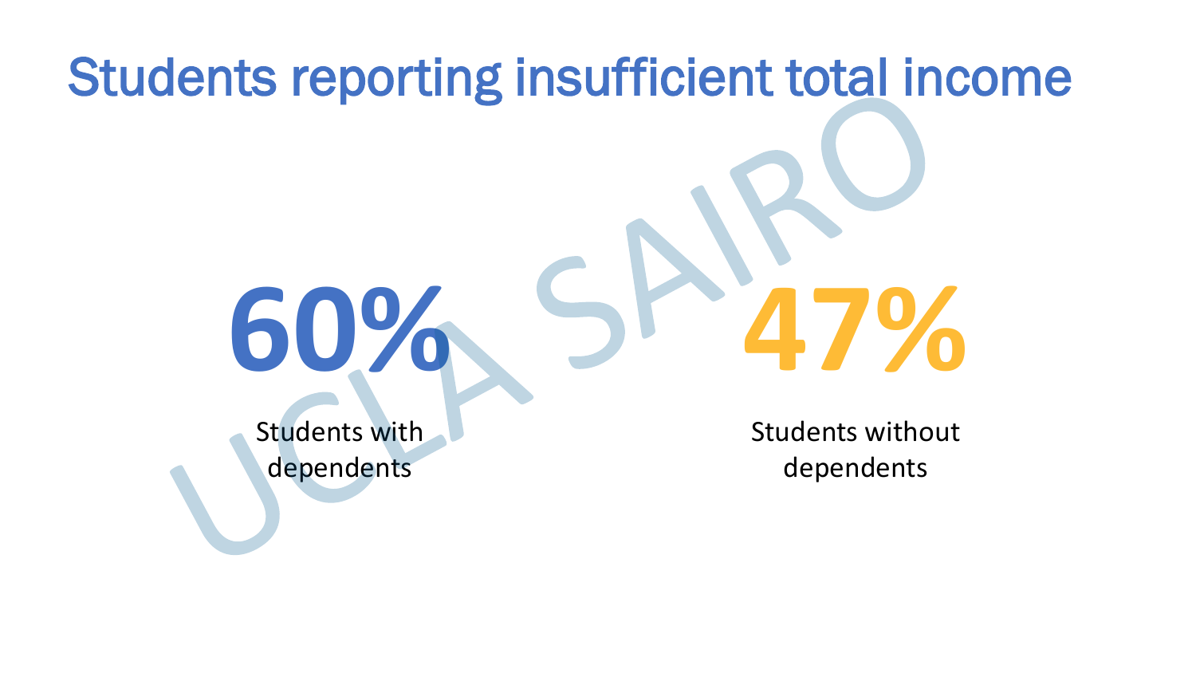# Students reporting insufficient total income

**60%**

Students with dependents

**47%**

Students without dependents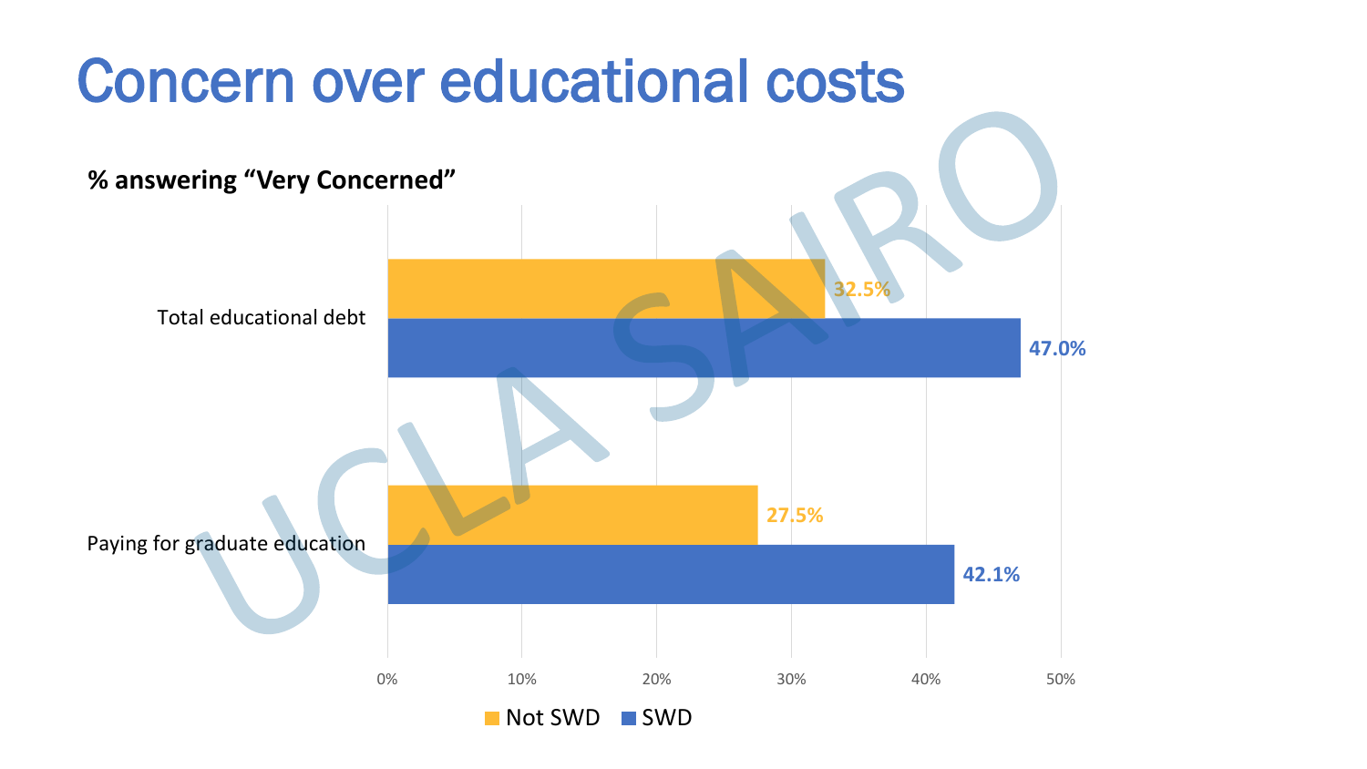# Concern over educational costs

**% answering "Very Concerned"**

| | Not SWD | SWD |
|---|---|---|
| Total educational debt | 32.5% | 47.0% |
| Paying for graduate education | 27.5% | 42.1% |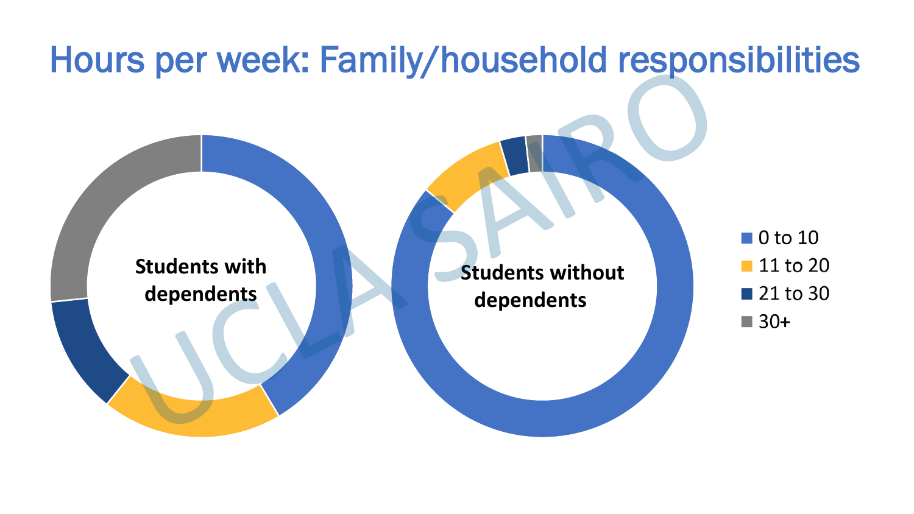# Hours per week: Family/household responsibilities

Students with dependents

Students without dependents

- 0 to 10
- 11 to 20
- 21 to 30
- 30+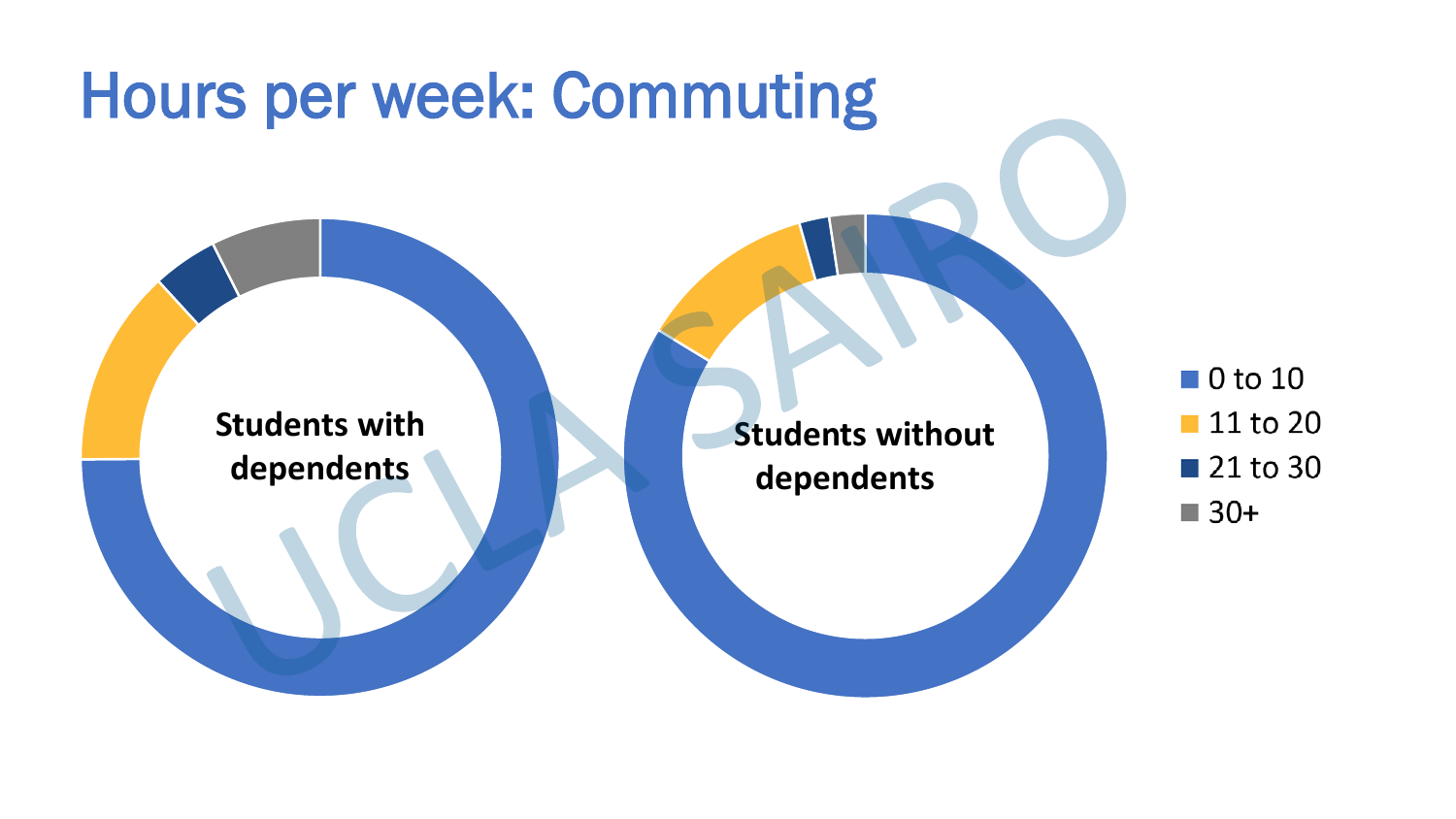# Hours per week: Commuting

Students with dependents

Students without dependents

- 0 to 10
- 11 to 20
- 21 to 30
- 30+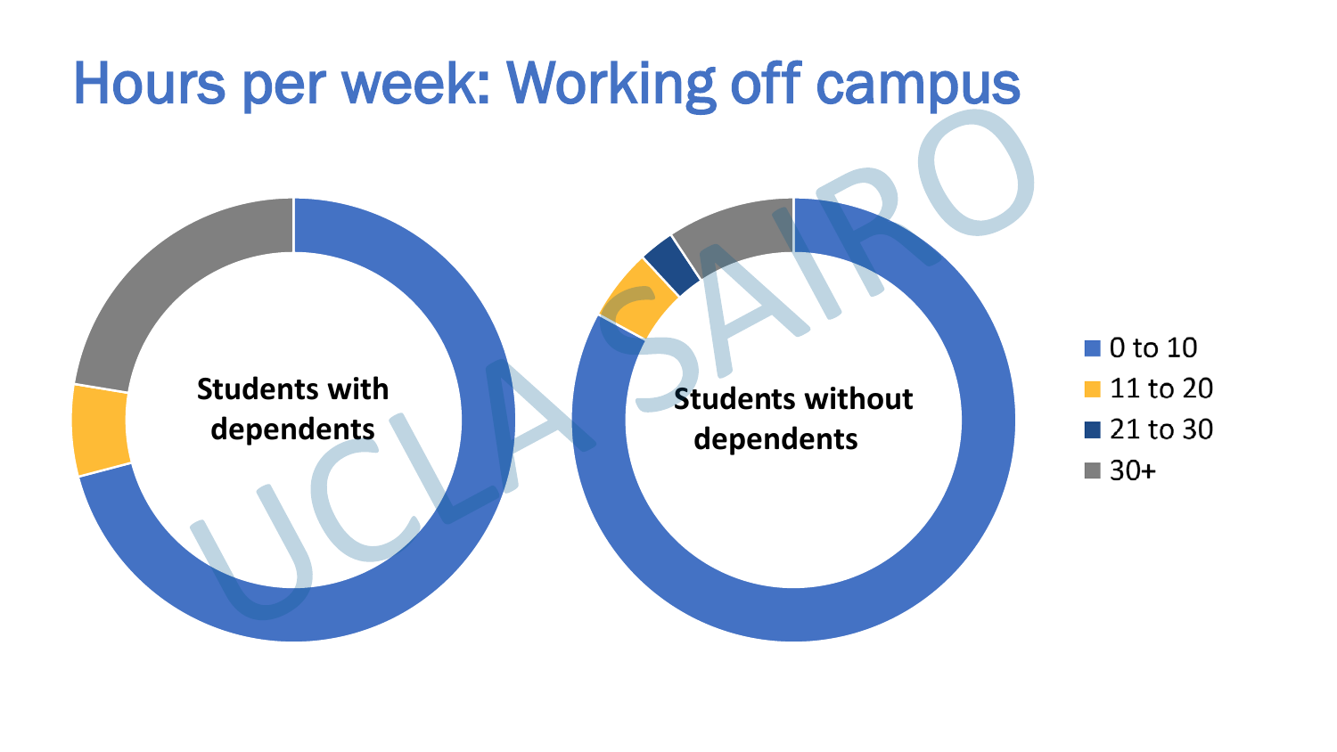# Hours per week: Working off campus

Students with dependents

Students without dependents

- 0 to 10
- 11 to 20
- 21 to 30
- 30+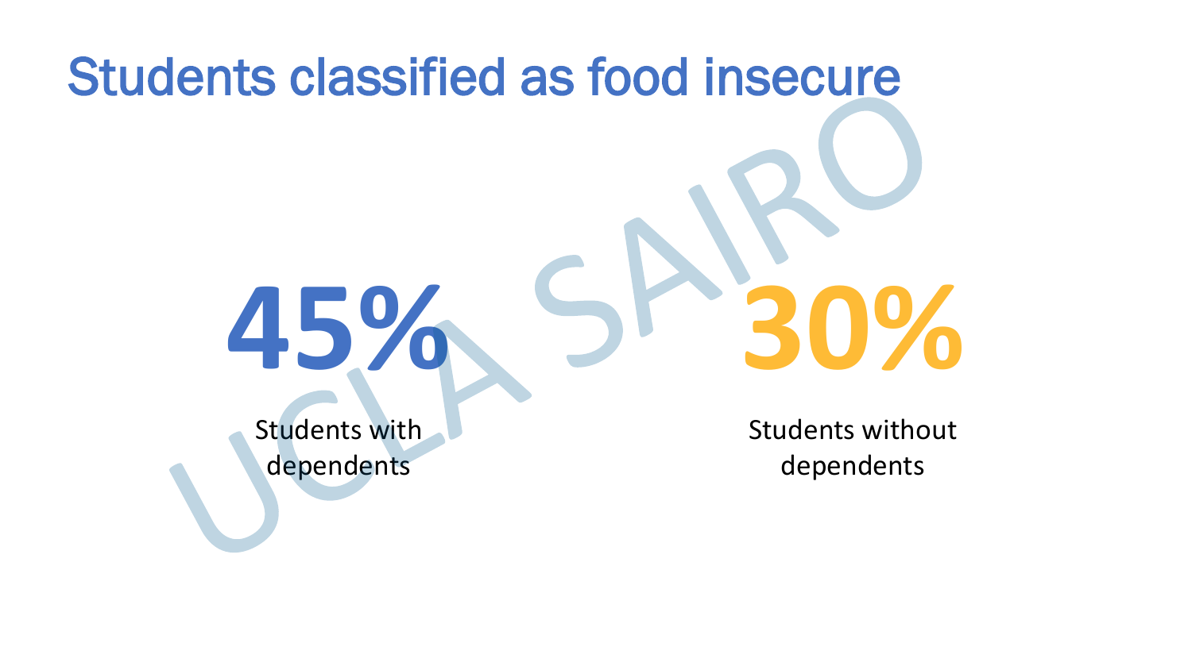# Students classified as food insecure

**45%**

Students with dependents

**30%**

Students without dependents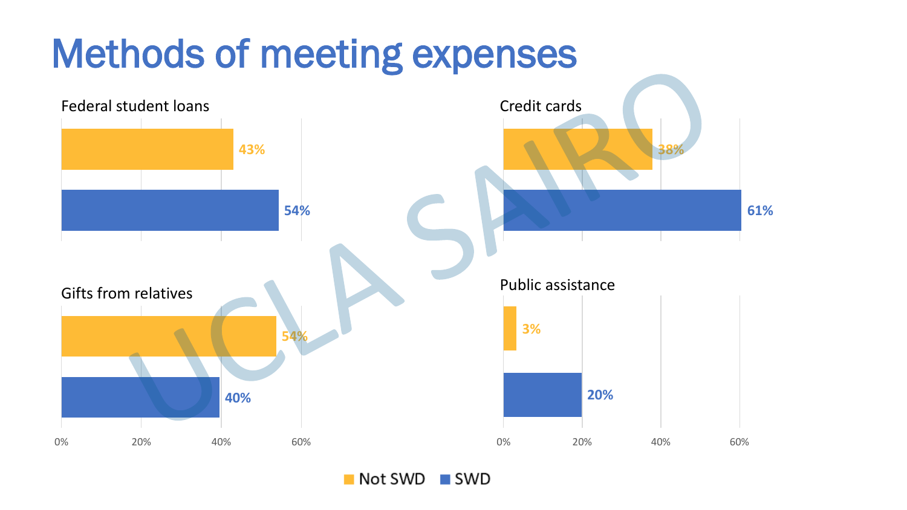# Methods of meeting expenses

### Federal student loans

| | Percent |
|---|---|
| Not SWD | 43% |
| SWD | 54% |

### Credit cards

| | Percent |
|---|---|
| Not SWD | 38% |
| SWD | 61% |

### Gifts from relatives

| | Percent |
|---|---|
| Not SWD | 54% |
| SWD | 40% |

### Public assistance

| | Percent |
|---|---|
| Not SWD | 3% |
| SWD | 20% |

Not SWD ■ SWD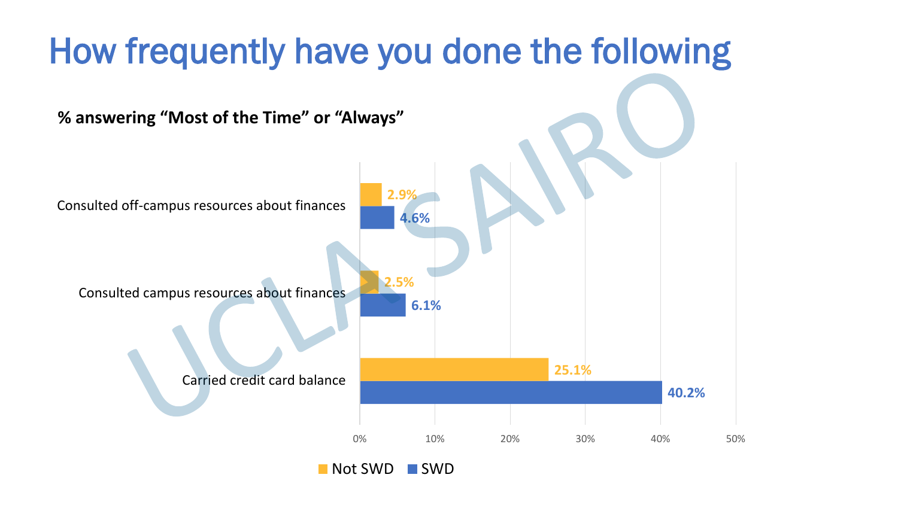# How frequently have you done the following

**% answering "Most of the Time" or "Always"**

| | Not SWD | SWD |
|---|---|---|
| Consulted off-campus resources about finances | 2.9% | 4.6% |
| Consulted campus resources about finances | 2.5% | 6.1% |
| Carried credit card balance | 25.1% | 40.2% |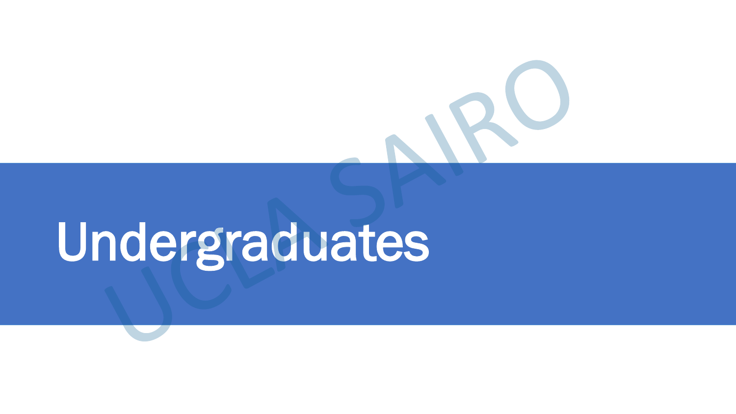# Undergraduates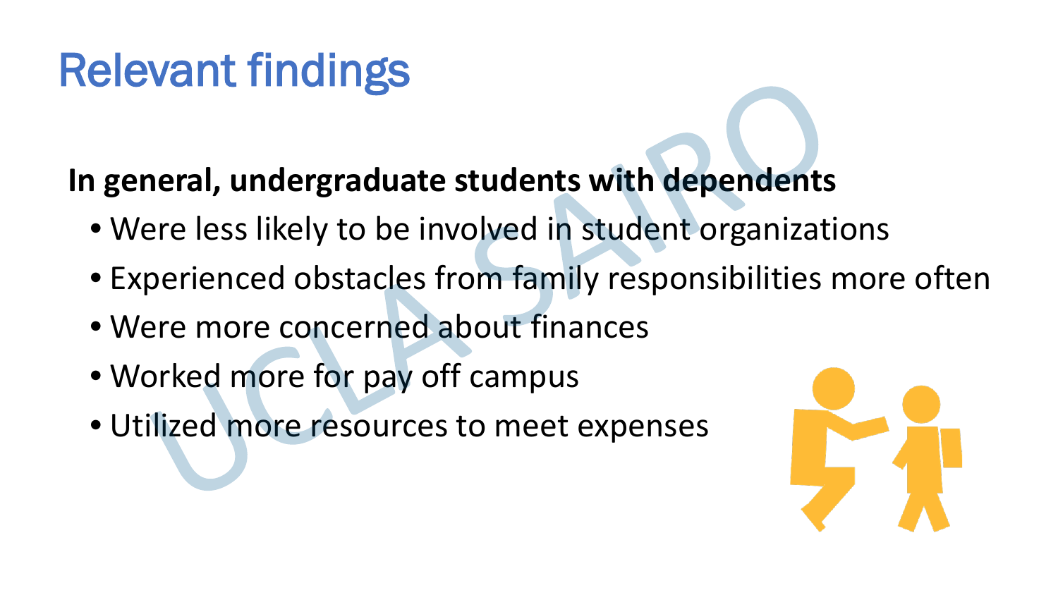# Relevant findings

**In general, undergraduate students with dependents**

- Were less likely to be involved in student organizations
- Experienced obstacles from family responsibilities more often
- Were more concerned about finances
- Worked more for pay off campus
- Utilized more resources to meet expenses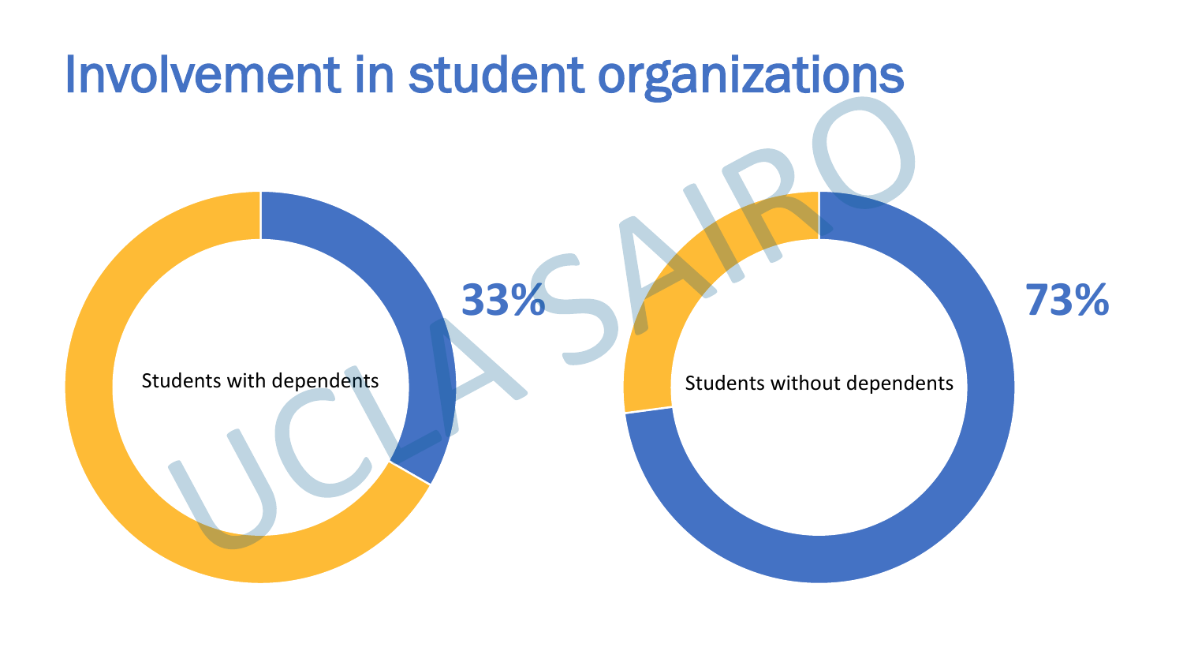# Involvement in student organizations

Students with dependents

33%

Students without dependents

73%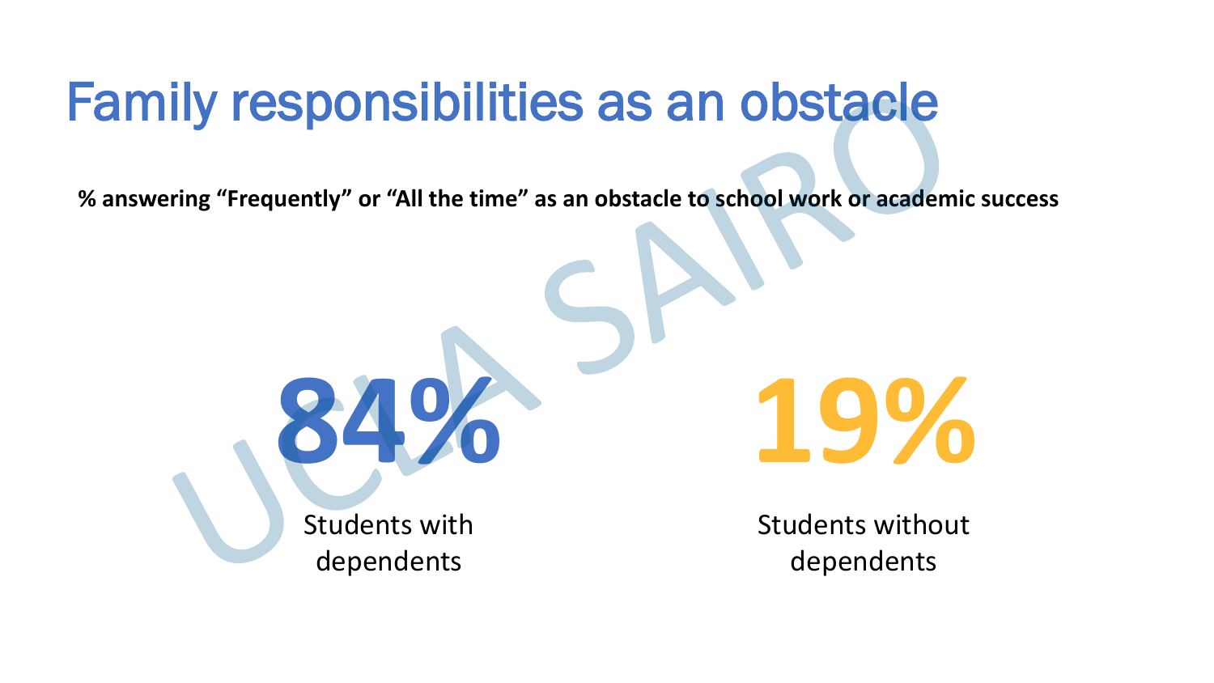# Family responsibilities as an obstacle

**% answering "Frequently" or "All the time" as an obstacle to school work or academic success**

**84%**

Students with dependents

**19%**

Students without dependents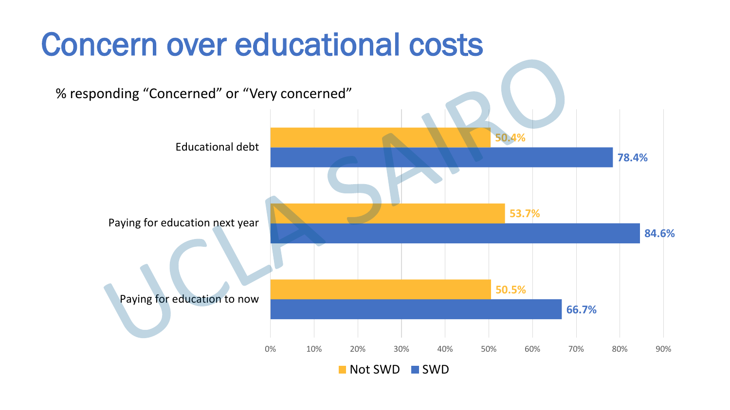# Concern over educational costs

% responding “Concerned” or “Very concerned”

| | Not SWD | SWD |
|---|---|---|
| Educational debt | 50.4% | 78.4% |
| Paying for education next year | 53.7% | 84.6% |
| Paying for education to now | 50.5% | 66.7% |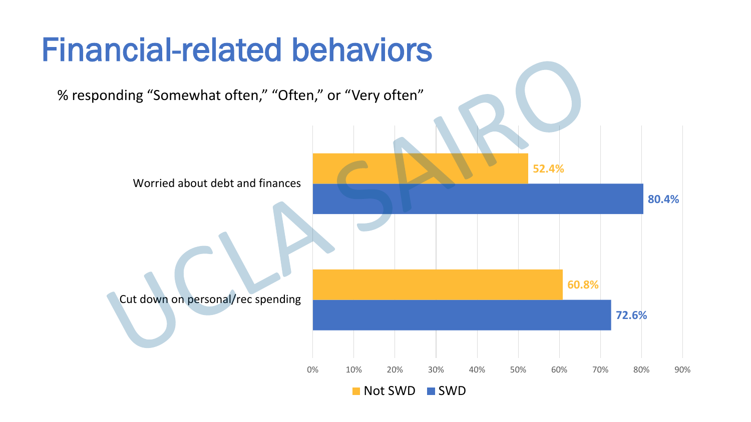# Financial-related behaviors

% responding "Somewhat often," "Often," or "Very often"

| | Not SWD | SWD |
|---|---|---|
| Worried about debt and finances | 52.4% | 80.4% |
| Cut down on personal/rec spending | 60.8% | 72.6% |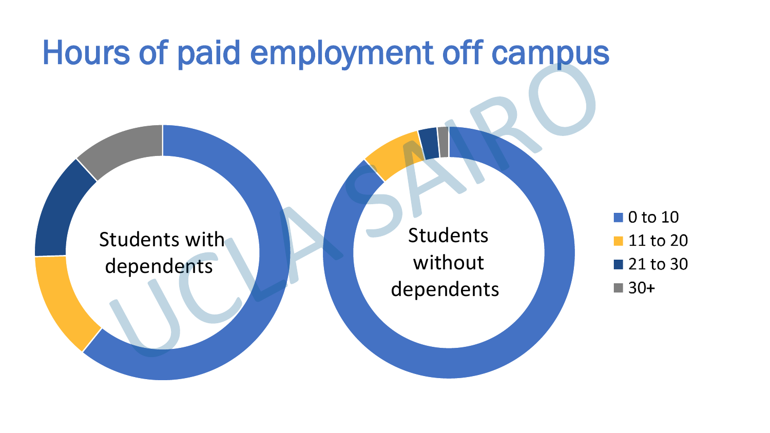# Hours of paid employment off campus

Students with dependents

Students without dependents

- 0 to 10
- 11 to 20
- 21 to 30
- 30+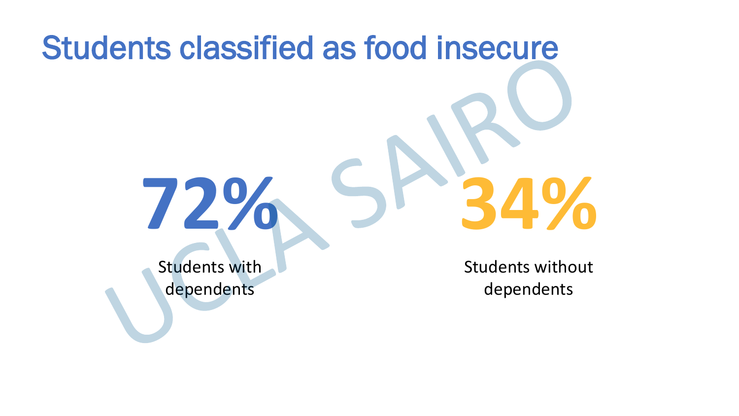# Students classified as food insecure

**72%**

Students with dependents

**34%**

Students without dependents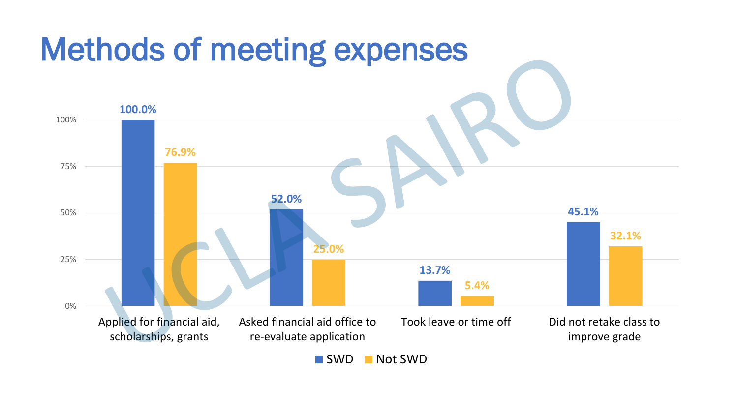# Methods of meeting expenses

| | SWD | Not SWD |
|---|---|---|
| Applied for financial aid, scholarships, grants | 100.0% | 76.9% |
| Asked financial aid office to re-evaluate application | 52.0% | 25.0% |
| Took leave or time off | 13.7% | 5.4% |
| Did not retake class to improve grade | 45.1% | 32.1% |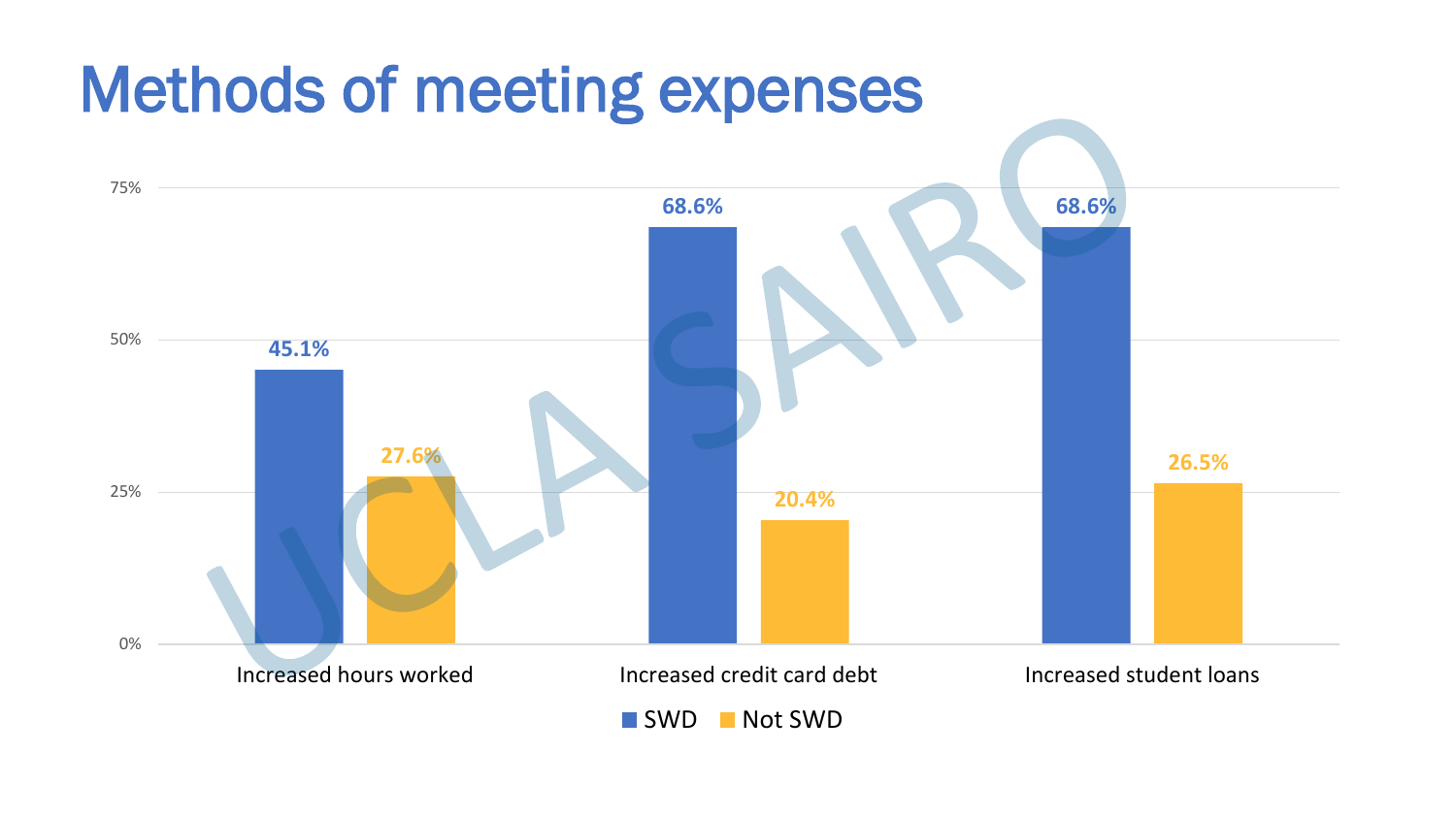# Methods of meeting expenses

| | SWD | Not SWD |
|---|---|---|
| Increased hours worked | 45.1% | 27.6% |
| Increased credit card debt | 68.6% | 20.4% |
| Increased student loans | 68.6% | 26.5% |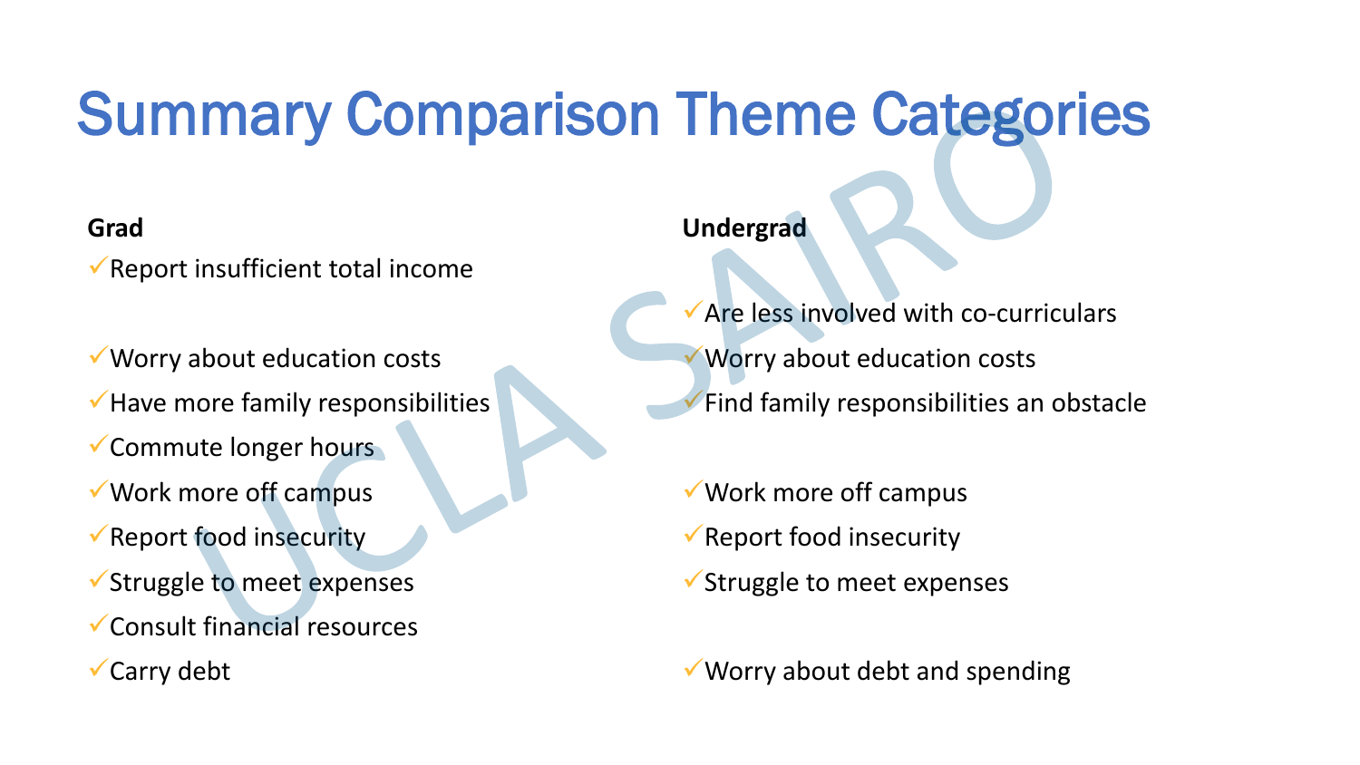# Summary Comparison Theme Categories

| Grad | Undergrad |
| --- | --- |
| ✓Report insufficient total income | |
| | ✓Are less involved with co-curriculars |
| ✓Worry about education costs | ✓Worry about education costs |
| ✓Have more family responsibilities | ✓Find family responsibilities an obstacle |
| ✓Commute longer hours | |
| ✓Work more off campus | ✓Work more off campus |
| ✓Report food insecurity | ✓Report food insecurity |
| ✓Struggle to meet expenses | ✓Struggle to meet expenses |
| ✓Consult financial resources | |
| ✓Carry debt | ✓Worry about debt and spending |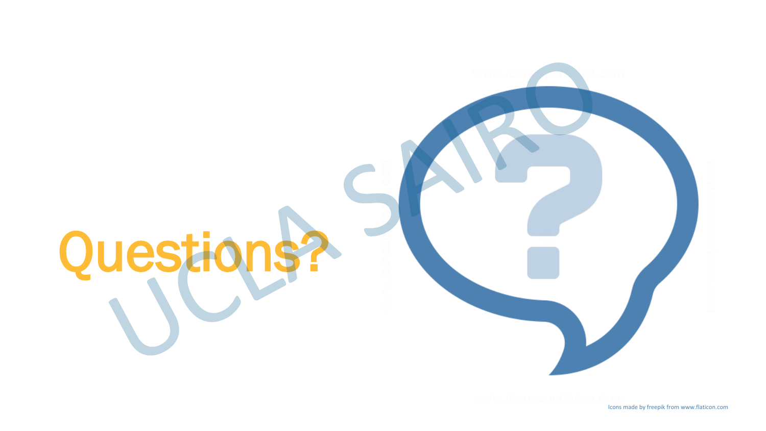# Questions?

Icons made by freepik from www.flaticon.com